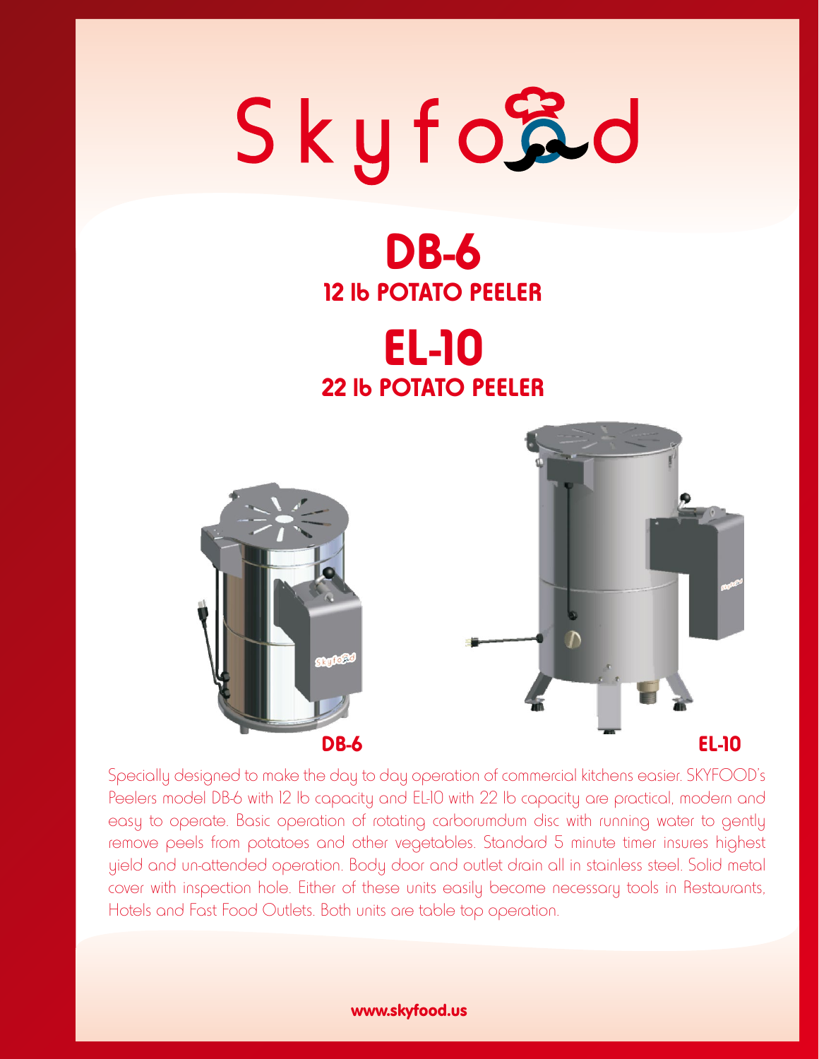# Skyfood

## DB-6

### 12 lb POTATO PEELER

## EL-10

### 22 lb POTATO PEELER

**DB-6** **EL-10**

Specially designed to make the day to day operation of commercial kitchens easier. SKYFOOD's Peelers model DB-6 with 12 lb capacity and EL-10 with 22 lb capacity are practical, modern and easy to operate. Basic operation of rotating carborumdum disc with running water to gently remove peels from potatoes and other vegetables. Standard 5 minute timer insures highest yield and un-attended operation. Body door and outlet drain all in stainless steel. Solid metal cover with inspection hole. Either of these units easily become necessary tools in Restaurants, Hotels and Fast Food Outlets. Both units are table top operation.

**www.skyfood.us**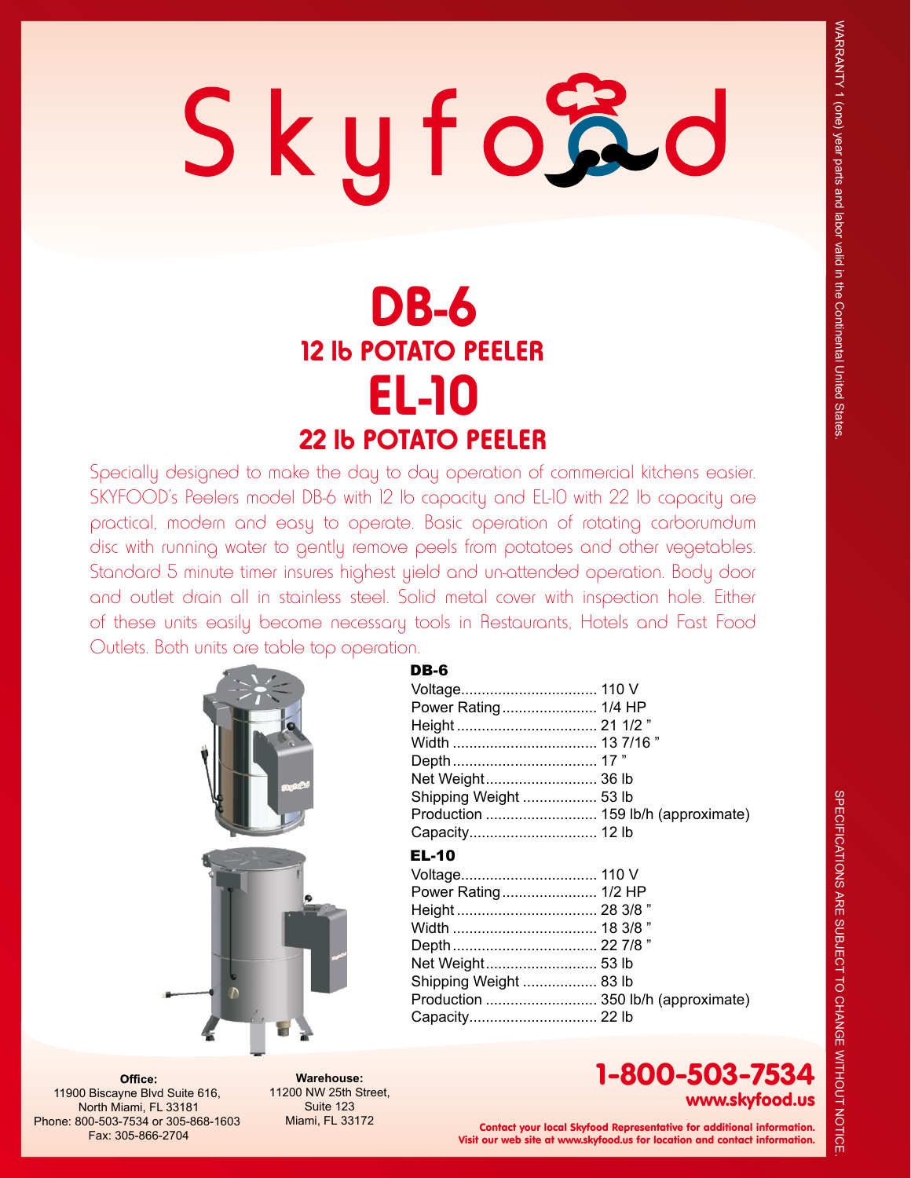# Skyfood

# DB-6
## 12 lb POTATO PEELER
# EL-10
## 22 lb POTATO PEELER

Specially designed to make the day to day operation of commercial kitchens easier. SKYFOOD's Peelers model DB-6 with 12 lb capacity and EL-10 with 22 lb capacity are practical, modern and easy to operate. Basic operation of rotating carborumdum disc with running water to gently remove peels from potatoes and other vegetables. Standard 5 minute timer insures highest yield and un-attended operation. Body door and outlet drain all in stainless steel. Solid metal cover with inspection hole. Either of these units easily become necessary tools in Restaurants, Hotels and Fast Food Outlets. Both units are table top operation.

### DB-6

| | |
|---|---|
| Voltage | 110 V |
| Power Rating | 1/4 HP |
| Height | 21 1/2 " |
| Width | 13 7/16 " |
| Depth | 17 " |
| Net Weight | 36 lb |
| Shipping Weight | 53 lb |
| Production | 159 lb/h (approximate) |
| Capacity | 12 lb |

### EL-10

| | |
|---|---|
| Voltage | 110 V |
| Power Rating | 1/2 HP |
| Height | 28 3/8 " |
| Width | 18 3/8 " |
| Depth | 22 7/8 " |
| Net Weight | 53 lb |
| Shipping Weight | 83 lb |
| Production | 350 lb/h (approximate) |
| Capacity | 22 lb |

**Office:**
11900 Biscayne Blvd Suite 616,
North Miami, FL 33181
Phone: 800-503-7534 or 305-868-1603
Fax: 305-866-2704

**Warehouse:**
11200 NW 25th Street,
Suite 123
Miami, FL 33172

**1-800-503-7534**
**www.skyfood.us**

**Contact your local Skyfood Representative for additional information. Visit our web site at www.skyfood.us for location and contact information.**

WARRANTY 1 (one) year parts and labor valid in the Continental United States.

SPECIFICATIONS ARE SUBJECT TO CHANGE WITHOUT NOTICE.